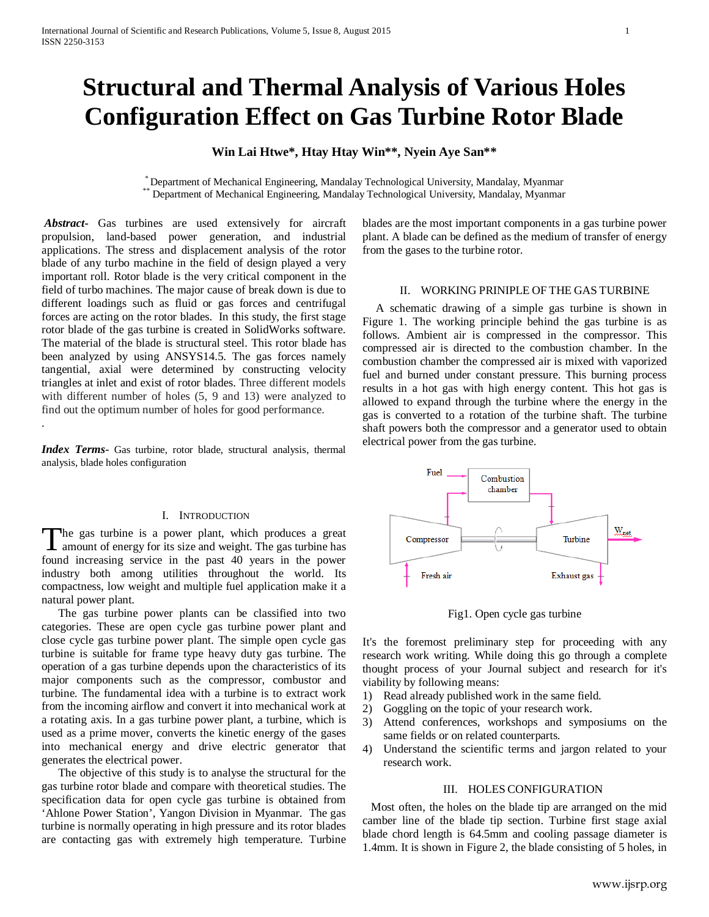# Structural and Thermal Analysis of Various Holes Configuration Effect on Gas Turbine Rotor Blade

**Win Lai Htwe*, Htay Htay Win**, Nyein Aye San****

[*] Department of Mechanical Engineering, Mandalay Technological University, Mandalay, Myanmar
[**] Department of Mechanical Engineering, Mandalay Technological University, Mandalay, Myanmar

***Abstract-*** Gas turbines are used extensively for aircraft propulsion, land-based power generation, and industrial applications. The stress and displacement analysis of the rotor blade of any turbo machine in the field of design played a very important roll. Rotor blade is the very critical component in the field of turbo machines. The major cause of break down is due to different loadings such as fluid or gas forces and centrifugal forces are acting on the rotor blades. In this study, the first stage rotor blade of the gas turbine is created in SolidWorks software. The material of the blade is structural steel. This rotor blade has been analyzed by using ANSYS14.5. The gas forces namely tangential, axial were determined by constructing velocity triangles at inlet and exist of rotor blades. Three different models with different number of holes (5, 9 and 13) were analyzed to find out the optimum number of holes for good performance.

.

***Index Terms*-** Gas turbine, rotor blade, structural analysis, thermal analysis, blade holes configuration

## I. Introduction

The gas turbine is a power plant, which produces a great amount of energy for its size and weight. The gas turbine has found increasing service in the past 40 years in the power industry both among utilities throughout the world. Its compactness, low weight and multiple fuel application make it a natural power plant.

The gas turbine power plants can be classified into two categories. These are open cycle gas turbine power plant and close cycle gas turbine power plant. The simple open cycle gas turbine is suitable for frame type heavy duty gas turbine. The operation of a gas turbine depends upon the characteristics of its major components such as the compressor, combustor and turbine. The fundamental idea with a turbine is to extract work from the incoming airflow and convert it into mechanical work at a rotating axis. In a gas turbine power plant, a turbine, which is used as a prime mover, converts the kinetic energy of the gases into mechanical energy and drive electric generator that generates the electrical power.

The objective of this study is to analyse the structural for the gas turbine rotor blade and compare with theoretical studies. The specification data for open cycle gas turbine is obtained from 'Ahlone Power Station', Yangon Division in Myanmar. The gas turbine is normally operating in high pressure and its rotor blades are contacting gas with extremely high temperature. Turbine blades are the most important components in a gas turbine power plant. A blade can be defined as the medium of transfer of energy from the gases to the turbine rotor.

## II. WORKING PRINIPLE OF THE GAS TURBINE

A schematic drawing of a simple gas turbine is shown in Figure 1. The working principle behind the gas turbine is as follows. Ambient air is compressed in the compressor. This compressed air is directed to the combustion chamber. In the combustion chamber the compressed air is mixed with vaporized fuel and burned under constant pressure. This burning process results in a hot gas with high energy content. This hot gas is allowed to expand through the turbine where the energy in the gas is converted to a rotation of the turbine shaft. The turbine shaft powers both the compressor and a generator used to obtain electrical power from the gas turbine.

Fig1. Open cycle gas turbine

It's the foremost preliminary step for proceeding with any research work writing. While doing this go through a complete thought process of your Journal subject and research for it's viability by following means:

1) Read already published work in the same field.
2) Goggling on the topic of your research work.
3) Attend conferences, workshops and symposiums on the same fields or on related counterparts.
4) Understand the scientific terms and jargon related to your research work.

## III. HOLES CONFIGURATION

Most often, the holes on the blade tip are arranged on the mid camber line of the blade tip section. Turbine first stage axial blade chord length is 64.5mm and cooling passage diameter is 1.4mm. It is shown in Figure 2, the blade consisting of 5 holes, in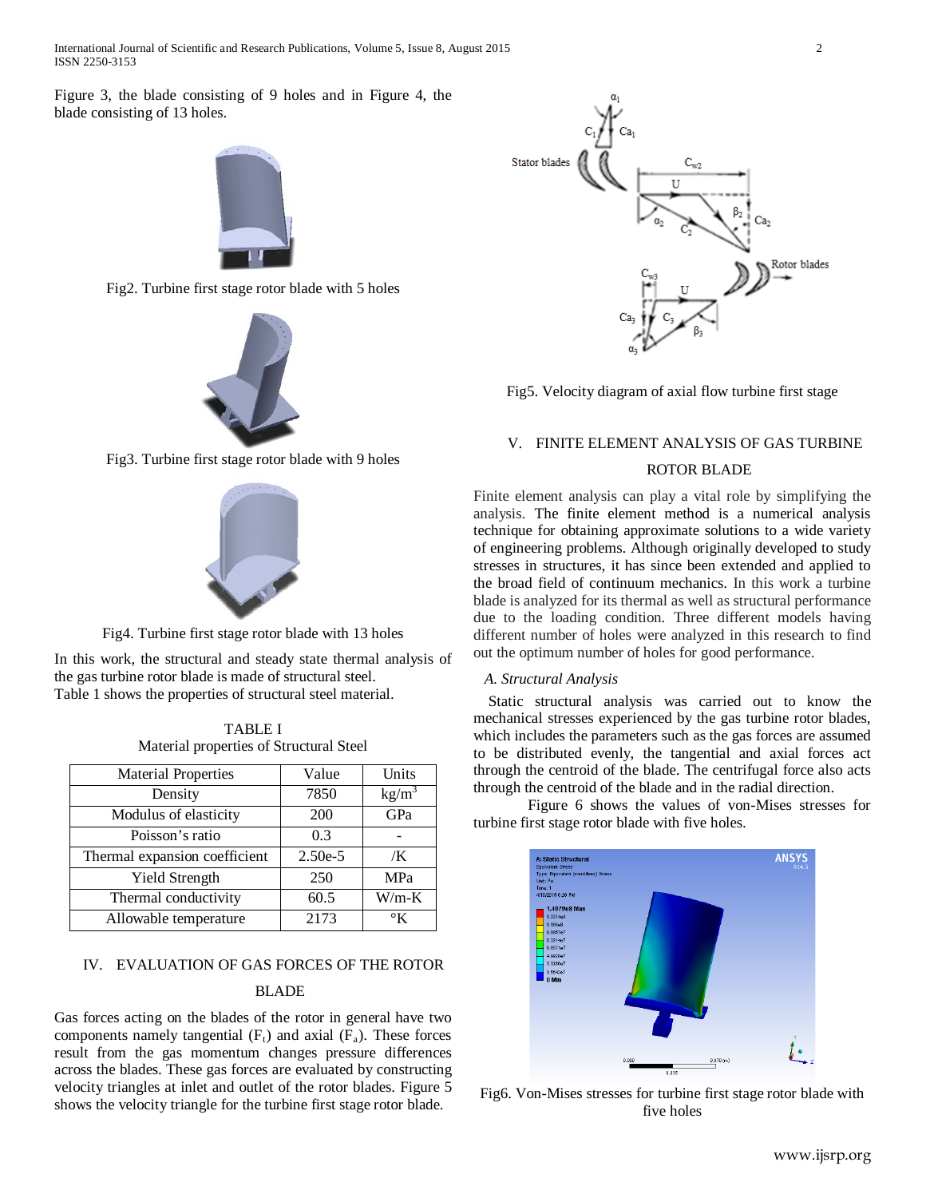Figure 3, the blade consisting of 9 holes and in Figure 4, the blade consisting of 13 holes.

Fig2. Turbine first stage rotor blade with 5 holes

Fig3. Turbine first stage rotor blade with 9 holes

Fig4. Turbine first stage rotor blade with 13 holes

In this work, the structural and steady state thermal analysis of the gas turbine rotor blade is made of structural steel.
Table 1 shows the properties of structural steel material.

TABLE I
Material properties of Structural Steel

| Material Properties | Value | Units |
|---|---|---|
| Density | 7850 | $kg/m^3$ |
| Modulus of elasticity | 200 | GPa |
| Poisson's ratio | 0.3 | - |
| Thermal expansion coefficient | 2.50e-5 | /K |
| Yield Strength | 250 | MPa |
| Thermal conductivity | 60.5 | W/m-K |
| Allowable temperature | 2173 | °K |

## IV. EVALUATION OF GAS FORCES OF THE ROTOR BLADE

Gas forces acting on the blades of the rotor in general have two components namely tangential ($F_t$) and axial ($F_a$). These forces result from the gas momentum changes pressure differences across the blades. These gas forces are evaluated by constructing velocity triangles at inlet and outlet of the rotor blades. Figure 5 shows the velocity triangle for the turbine first stage rotor blade.

Fig5. Velocity diagram of axial flow turbine first stage

## V. FINITE ELEMENT ANALYSIS OF GAS TURBINE ROTOR BLADE

Finite element analysis can play a vital role by simplifying the analysis. The finite element method is a numerical analysis technique for obtaining approximate solutions to a wide variety of engineering problems. Although originally developed to study stresses in structures, it has since been extended and applied to the broad field of continuum mechanics. In this work a turbine blade is analyzed for its thermal as well as structural performance due to the loading condition. Three different models having different number of holes were analyzed in this research to find out the optimum number of holes for good performance.

### *A. Structural Analysis*

Static structural analysis was carried out to know the mechanical stresses experienced by the gas turbine rotor blades, which includes the parameters such as the gas forces are assumed to be distributed evenly, the tangential and axial forces act through the centroid of the blade. The centrifugal force also acts through the centroid of the blade and in the radial direction.

Figure 6 shows the values of von-Mises stresses for turbine first stage rotor blade with five holes.

Fig6. Von-Mises stresses for turbine first stage rotor blade with five holes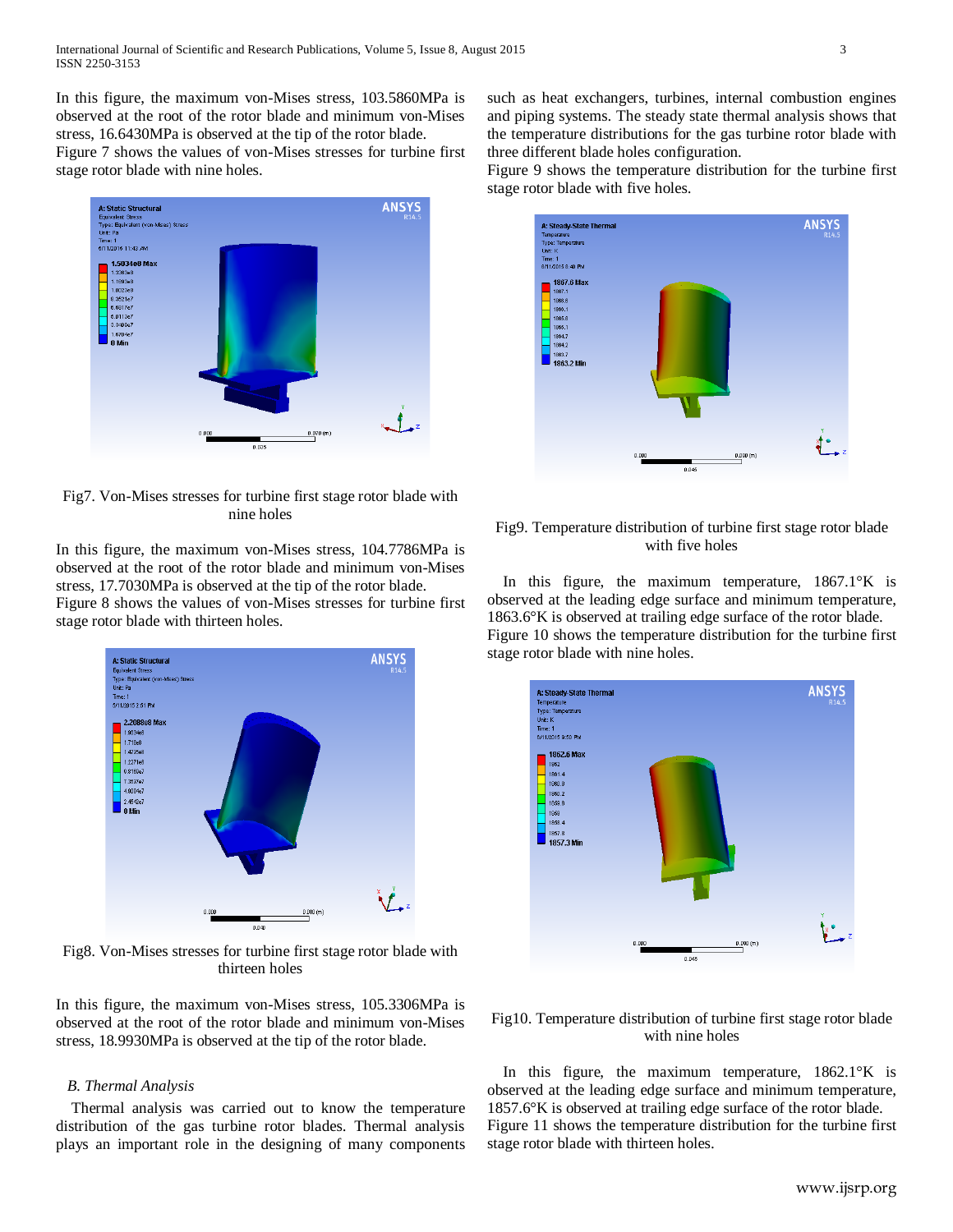In this figure, the maximum von-Mises stress, 103.5860MPa is observed at the root of the rotor blade and minimum von-Mises stress, 16.6430MPa is observed at the tip of the rotor blade.
Figure 7 shows the values of von-Mises stresses for turbine first stage rotor blade with nine holes.

Fig7. Von-Mises stresses for turbine first stage rotor blade with nine holes

In this figure, the maximum von-Mises stress, 104.7786MPa is observed at the root of the rotor blade and minimum von-Mises stress, 17.7030MPa is observed at the tip of the rotor blade.
Figure 8 shows the values of von-Mises stresses for turbine first stage rotor blade with thirteen holes.

Fig8. Von-Mises stresses for turbine first stage rotor blade with thirteen holes

In this figure, the maximum von-Mises stress, 105.3306MPa is observed at the root of the rotor blade and minimum von-Mises stress, 18.9930MPa is observed at the tip of the rotor blade.

### *B. Thermal Analysis*

Thermal analysis was carried out to know the temperature distribution of the gas turbine rotor blades. Thermal analysis plays an important role in the designing of many components such as heat exchangers, turbines, internal combustion engines and piping systems. The steady state thermal analysis shows that the temperature distributions for the gas turbine rotor blade with three different blade holes configuration.
Figure 9 shows the temperature distribution for the turbine first stage rotor blade with five holes.

Fig9. Temperature distribution of turbine first stage rotor blade with five holes

In this figure, the maximum temperature, 1867.1°K is observed at the leading edge surface and minimum temperature, 1863.6°K is observed at trailing edge surface of the rotor blade.
Figure 10 shows the temperature distribution for the turbine first stage rotor blade with nine holes.

Fig10. Temperature distribution of turbine first stage rotor blade with nine holes

In this figure, the maximum temperature, 1862.1°K is observed at the leading edge surface and minimum temperature, 1857.6°K is observed at trailing edge surface of the rotor blade.
Figure 11 shows the temperature distribution for the turbine first stage rotor blade with thirteen holes.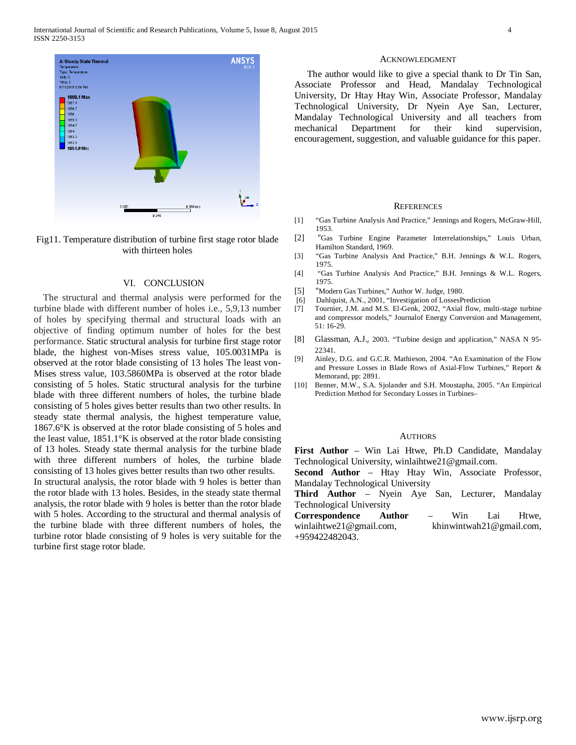A: Steady-State Thermal
Temperature
Type: Temperature
Unit: K
Time: 1

1858.1 Max
1857.4
1856.7
1856
1855.3
1854.7
1854
1853.3
1852.6
1851.9 Min

ANSYS
R14.5

0.000
0.090 (m)
0.045

Fig11. Temperature distribution of turbine first stage rotor blade with thirteen holes

## VI. CONCLUSION

The structural and thermal analysis were performed for the turbine blade with different number of holes i.e., 5,9,13 number of holes by specifying thermal and structural loads with an objective of finding optimum number of holes for the best performance. Static structural analysis for turbine first stage rotor blade, the highest von-Mises stress value, 105.0031MPa is observed at the rotor blade consisting of 13 holes The least von-Mises stress value, 103.5860MPa is observed at the rotor blade consisting of 5 holes. Static structural analysis for the turbine blade with three different numbers of holes, the turbine blade consisting of 5 holes gives better results than two other results. In steady state thermal analysis, the highest temperature value, 1867.6°K is observed at the rotor blade consisting of 5 holes and the least value, 1851.1°K is observed at the rotor blade consisting of 13 holes. Steady state thermal analysis for the turbine blade with three different numbers of holes, the turbine blade consisting of 13 holes gives better results than two other results.
In structural analysis, the rotor blade with 9 holes is better than the rotor blade with 13 holes. Besides, in the steady state thermal analysis, the rotor blade with 9 holes is better than the rotor blade with 5 holes. According to the structural and thermal analysis of the turbine blade with three different numbers of holes, the turbine rotor blade consisting of 9 holes is very suitable for the turbine first stage rotor blade.

## ACKNOWLEDGMENT

The author would like to give a special thank to Dr Tin San, Associate Professor and Head, Mandalay Technological University, Dr Htay Htay Win, Associate Professor, Mandalay Technological University, Dr Nyein Aye San, Lecturer, Mandalay Technological University and all teachers from mechanical Department for their kind supervision, encouragement, suggestion, and valuable guidance for this paper.

## REFERENCES

[1] "Gas Turbine Analysis And Practice," Jennings and Rogers, McGraw-Hill, 1953.
[2] "Gas Turbine Engine Parameter Interrelationships," Louis Urban, Hamilton Standard, 1969.
[3] "Gas Turbine Analysis And Practice," B.H. Jennings & W.L. Rogers, 1975.
[4] "Gas Turbine Analysis And Practice," B.H. Jennings & W.L. Rogers, 1975.
[5] "Modern Gas Turbines," Author W. Judge, 1980.
[6] Dahlquist, A.N., 2001, "Investigation of LossesPrediction
[7] Tournier, J.M. and M.S. El-Genk, 2002, "Axial flow, multi-stage turbine and compressor models," Journalof Energy Conversion and Management, 51: 16-29.
[8] Glassman, A.J., 2003. "Turbine design and application," NASA N 95-22341.
[9] Ainley, D.G. and G.C.R. Mathieson, 2004. "An Examination of the Flow and Pressure Losses in Blade Rows of Axial-Flow Turbines," Report & Memorand, pp: 2891.
[10] Benner, M.W., S.A. Sjolander and S.H. Moustapha, 2005. "An Empirical Prediction Method for Secondary Losses in Turbines–

## AUTHORS

**First Author** – Win Lai Htwe, Ph.D Candidate, Mandalay Technological University, winlaihtwe21@gmail.com.
**Second Author** – Htay Htay Win, Associate Professor, Mandalay Technological University
**Third Author** – Nyein Aye San, Lecturer, Mandalay Technological University
**Correspondence Author** – Win Lai Htwe, winlaihtwe21@gmail.com, khinwintwah21@gmail.com, +959422482043.